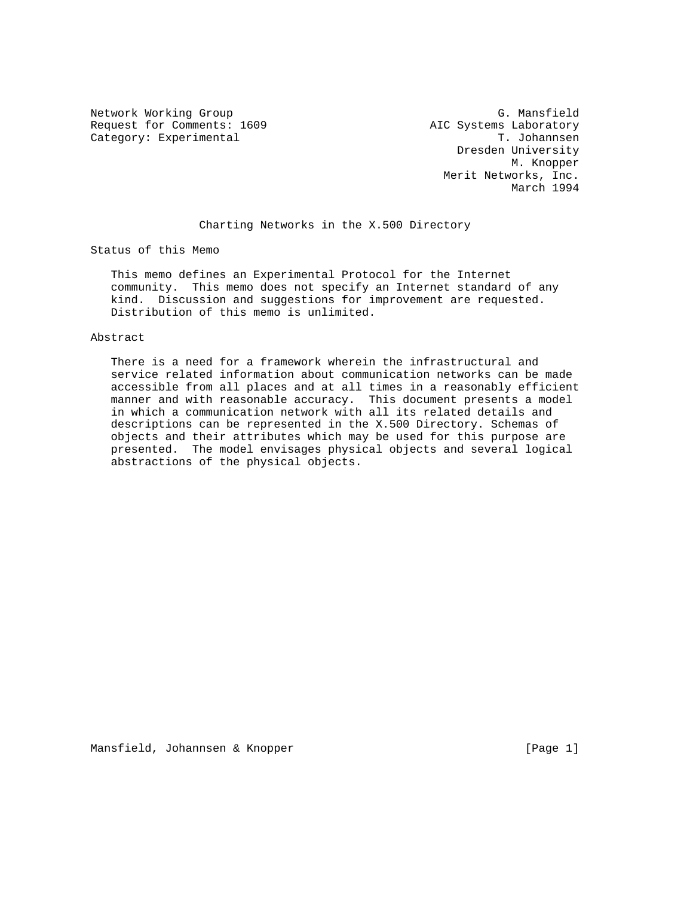Network Working Group  
Request for Comments: 1609  
Category: Experimental

G. Mansfield  
AIC Systems Laboratory  
T. Johannsen  
Dresden University  
M. Knopper  
Merit Networks, Inc.  
March 1994

# Charting Networks in the X.500 Directory

## Status of this Memo

This memo defines an Experimental Protocol for the Internet community. This memo does not specify an Internet standard of any kind. Discussion and suggestions for improvement are requested. Distribution of this memo is unlimited.

## Abstract

There is a need for a framework wherein the infrastructural and service related information about communication networks can be made accessible from all places and at all times in a reasonably efficient manner and with reasonable accuracy. This document presents a model in which a communication network with all its related details and descriptions can be represented in the X.500 Directory. Schemas of objects and their attributes which may be used for this purpose are presented. The model envisages physical objects and several logical abstractions of the physical objects.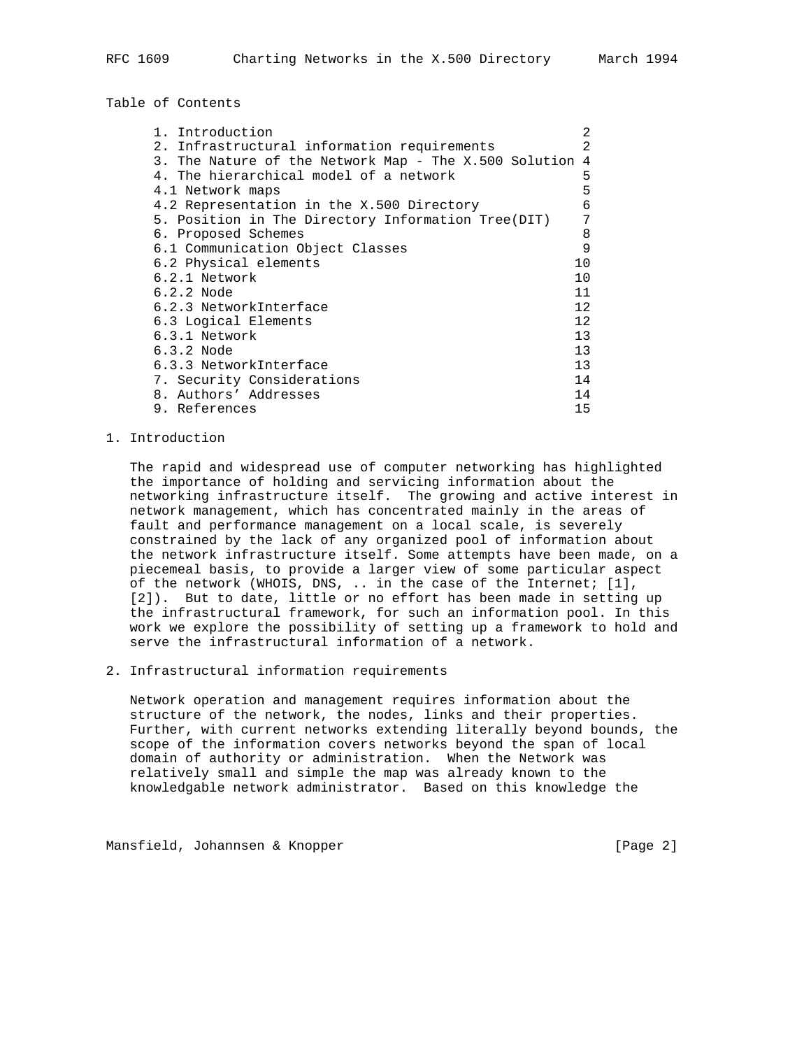Table of Contents

| Section | Page |
| --- | --- |
| 1. Introduction | 2 |
| 2. Infrastructural information requirements | 2 |
| 3. The Nature of the Network Map - The X.500 Solution | 4 |
| 4. The hierarchical model of a network | 5 |
| 4.1 Network maps | 5 |
| 4.2 Representation in the X.500 Directory | 6 |
| 5. Position in The Directory Information Tree(DIT) | 7 |
| 6. Proposed Schemes | 8 |
| 6.1 Communication Object Classes | 9 |
| 6.2 Physical elements | 10 |
| 6.2.1 Network | 10 |
| 6.2.2 Node | 11 |
| 6.2.3 NetworkInterface | 12 |
| 6.3 Logical Elements | 12 |
| 6.3.1 Network | 13 |
| 6.3.2 Node | 13 |
| 6.3.3 NetworkInterface | 13 |
| 7. Security Considerations | 14 |
| 8. Authors' Addresses | 14 |
| 9. References | 15 |

## 1. Introduction

The rapid and widespread use of computer networking has highlighted the importance of holding and servicing information about the networking infrastructure itself. The growing and active interest in network management, which has concentrated mainly in the areas of fault and performance management on a local scale, is severely constrained by the lack of any organized pool of information about the network infrastructure itself. Some attempts have been made, on a piecemeal basis, to provide a larger view of some particular aspect of the network (WHOIS, DNS, .. in the case of the Internet; [1], [2]). But to date, little or no effort has been made in setting up the infrastructural framework, for such an information pool. In this work we explore the possibility of setting up a framework to hold and serve the infrastructural information of a network.

## 2. Infrastructural information requirements

Network operation and management requires information about the structure of the network, the nodes, links and their properties. Further, with current networks extending literally beyond bounds, the scope of the information covers networks beyond the span of local domain of authority or administration. When the Network was relatively small and simple the map was already known to the knowledgable network administrator. Based on this knowledge the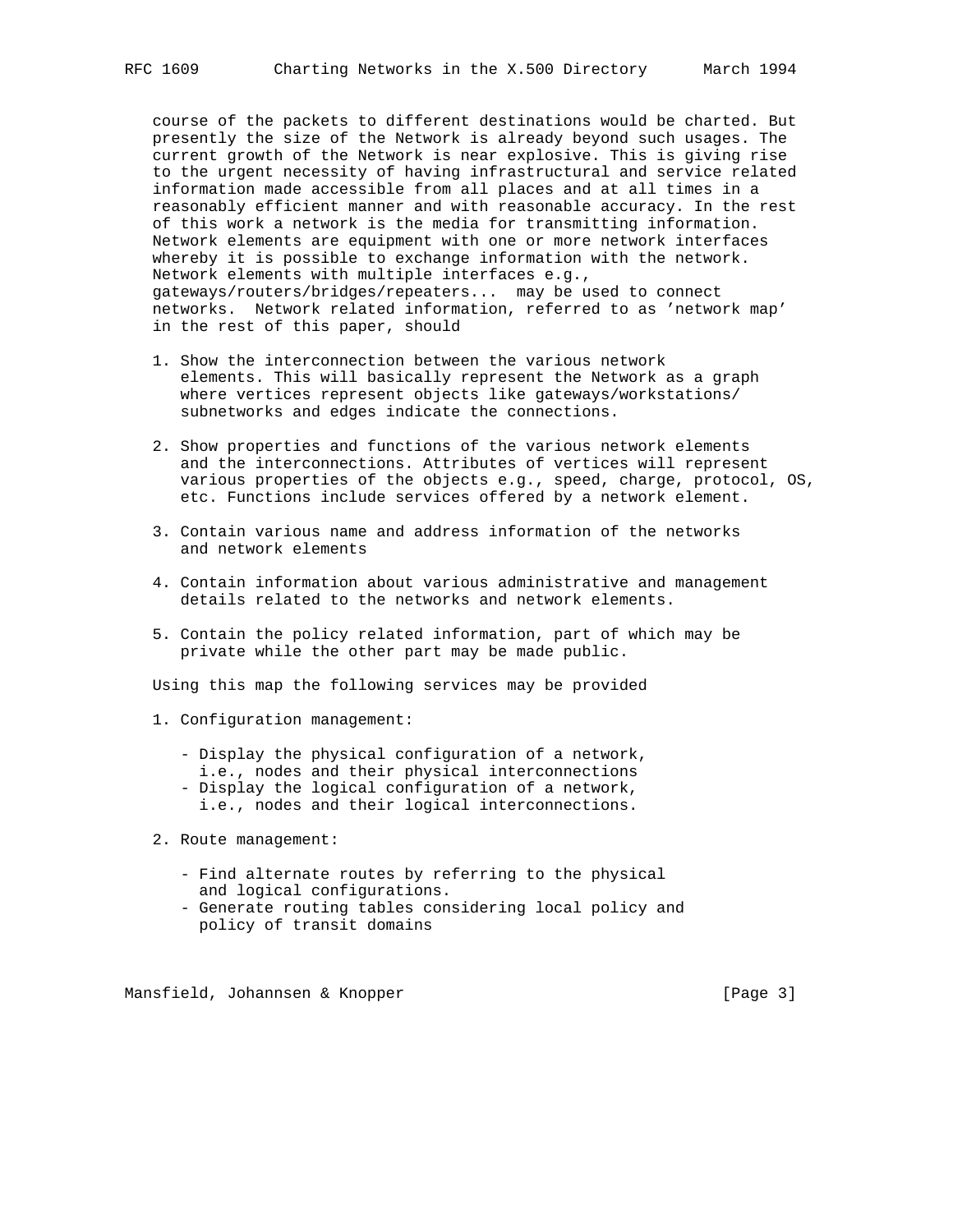course of the packets to different destinations would be charted. But presently the size of the Network is already beyond such usages. The current growth of the Network is near explosive. This is giving rise to the urgent necessity of having infrastructural and service related information made accessible from all places and at all times in a reasonably efficient manner and with reasonable accuracy. In the rest of this work a network is the media for transmitting information. Network elements are equipment with one or more network interfaces whereby it is possible to exchange information with the network. Network elements with multiple interfaces e.g., gateways/routers/bridges/repeaters... may be used to connect networks. Network related information, referred to as 'network map' in the rest of this paper, should

1. Show the interconnection between the various network elements. This will basically represent the Network as a graph where vertices represent objects like gateways/workstations/ subnetworks and edges indicate the connections.

2. Show properties and functions of the various network elements and the interconnections. Attributes of vertices will represent various properties of the objects e.g., speed, charge, protocol, OS, etc. Functions include services offered by a network element.

3. Contain various name and address information of the networks and network elements

4. Contain information about various administrative and management details related to the networks and network elements.

5. Contain the policy related information, part of which may be private while the other part may be made public.

Using this map the following services may be provided

1. Configuration management:

   - Display the physical configuration of a network, i.e., nodes and their physical interconnections
   - Display the logical configuration of a network, i.e., nodes and their logical interconnections.

2. Route management:

   - Find alternate routes by referring to the physical and logical configurations.
   - Generate routing tables considering local policy and policy of transit domains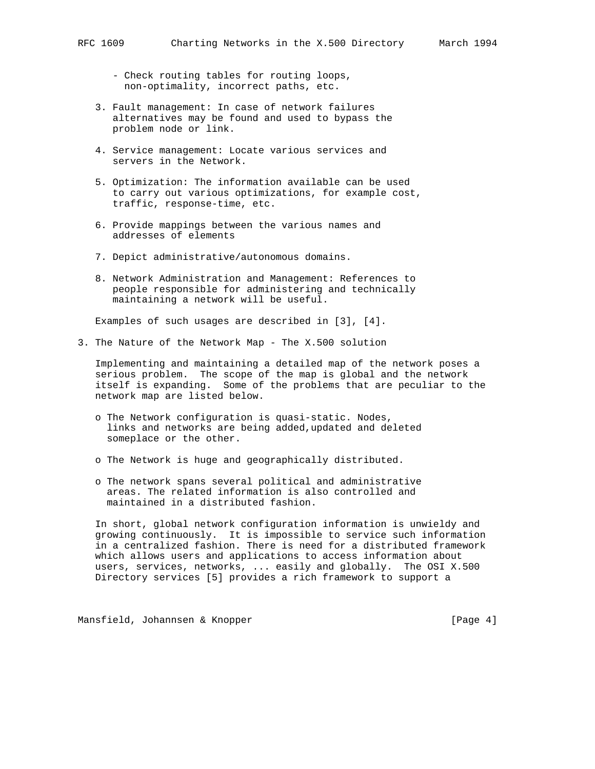- Check routing tables for routing loops, non-optimality, incorrect paths, etc.

3. Fault management: In case of network failures alternatives may be found and used to bypass the problem node or link.

4. Service management: Locate various services and servers in the Network.

5. Optimization: The information available can be used to carry out various optimizations, for example cost, traffic, response-time, etc.

6. Provide mappings between the various names and addresses of elements

7. Depict administrative/autonomous domains.

8. Network Administration and Management: References to people responsible for administering and technically maintaining a network will be useful.

Examples of such usages are described in [3], [4].

## 3. The Nature of the Network Map - The X.500 solution

Implementing and maintaining a detailed map of the network poses a serious problem. The scope of the map is global and the network itself is expanding. Some of the problems that are peculiar to the network map are listed below.

- The Network configuration is quasi-static. Nodes, links and networks are being added,updated and deleted someplace or the other.

- The Network is huge and geographically distributed.

- The network spans several political and administrative areas. The related information is also controlled and maintained in a distributed fashion.

In short, global network configuration information is unwieldy and growing continuously. It is impossible to service such information in a centralized fashion. There is need for a distributed framework which allows users and applications to access information about users, services, networks, ... easily and globally. The OSI X.500 Directory services [5] provides a rich framework to support a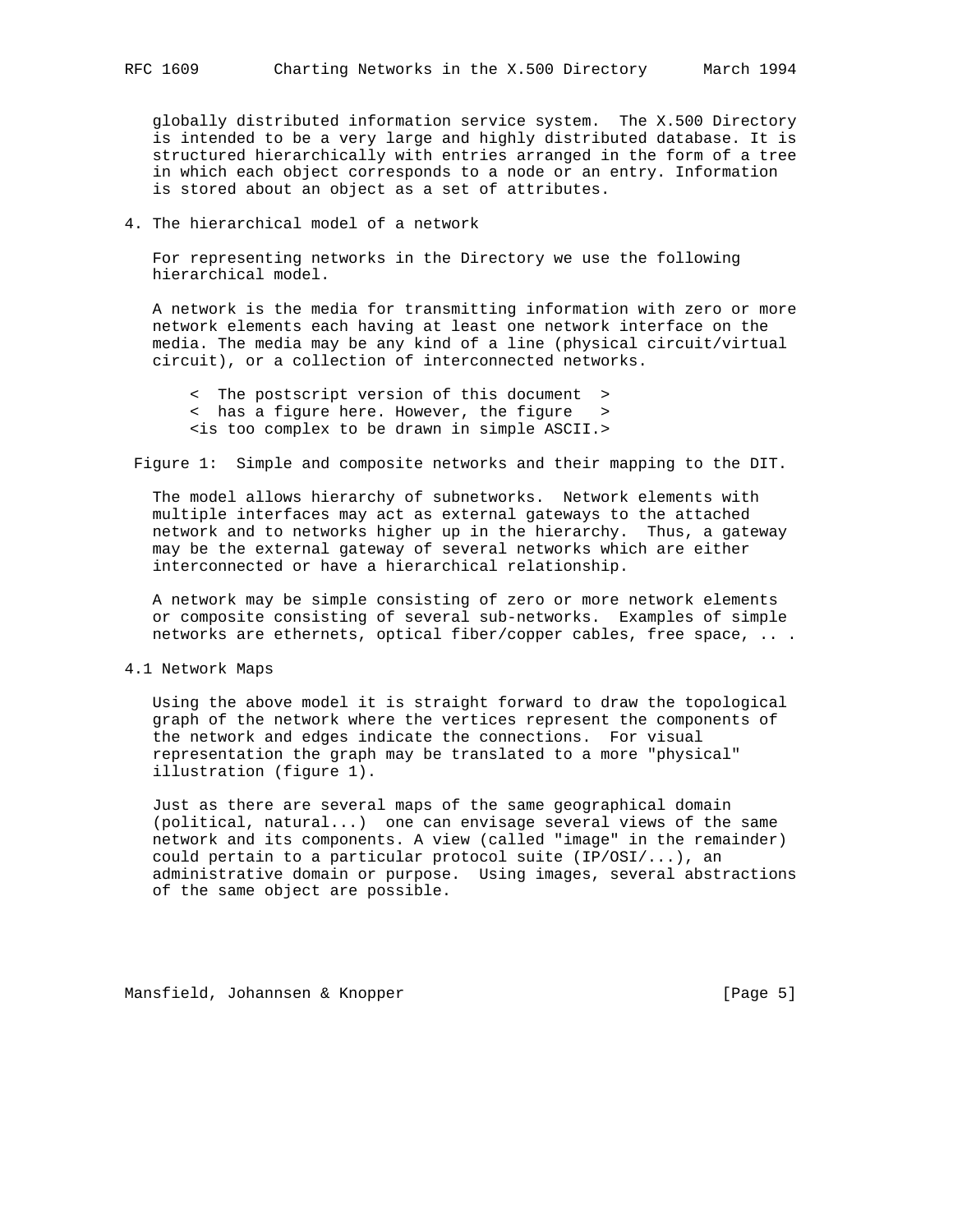globally distributed information service system. The X.500 Directory is intended to be a very large and highly distributed database. It is structured hierarchically with entries arranged in the form of a tree in which each object corresponds to a node or an entry. Information is stored about an object as a set of attributes.

## 4. The hierarchical model of a network

For representing networks in the Directory we use the following hierarchical model.

A network is the media for transmitting information with zero or more network elements each having at least one network interface on the media. The media may be any kind of a line (physical circuit/virtual circuit), or a collection of interconnected networks.

```
< The postscript version of this document >
< has a figure here. However, the figure  >
<is too complex to be drawn in simple ASCII.>
```

Figure 1: Simple and composite networks and their mapping to the DIT.

The model allows hierarchy of subnetworks. Network elements with multiple interfaces may act as external gateways to the attached network and to networks higher up in the hierarchy. Thus, a gateway may be the external gateway of several networks which are either interconnected or have a hierarchical relationship.

A network may be simple consisting of zero or more network elements or composite consisting of several sub-networks. Examples of simple networks are ethernets, optical fiber/copper cables, free space, .. .

### 4.1 Network Maps

Using the above model it is straight forward to draw the topological graph of the network where the vertices represent the components of the network and edges indicate the connections. For visual representation the graph may be translated to a more "physical" illustration (figure 1).

Just as there are several maps of the same geographical domain (political, natural...) one can envisage several views of the same network and its components. A view (called "image" in the remainder) could pertain to a particular protocol suite (IP/OSI/...), an administrative domain or purpose. Using images, several abstractions of the same object are possible.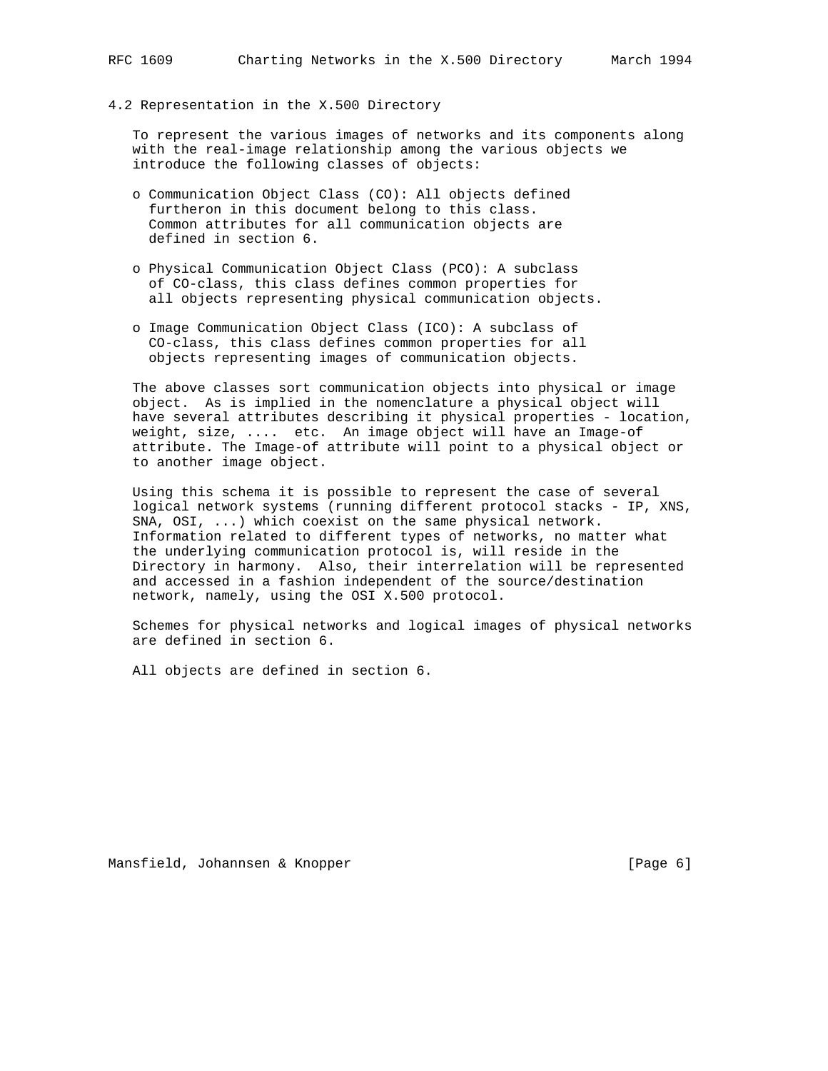### 4.2 Representation in the X.500 Directory

To represent the various images of networks and its components along with the real-image relationship among the various objects we introduce the following classes of objects:

- o Communication Object Class (CO): All objects defined furtheron in this document belong to this class. Common attributes for all communication objects are defined in section 6.

- o Physical Communication Object Class (PCO): A subclass of CO-class, this class defines common properties for all objects representing physical communication objects.

- o Image Communication Object Class (ICO): A subclass of CO-class, this class defines common properties for all objects representing images of communication objects.

The above classes sort communication objects into physical or image object. As is implied in the nomenclature a physical object will have several attributes describing it physical properties - location, weight, size, .... etc. An image object will have an Image-of attribute. The Image-of attribute will point to a physical object or to another image object.

Using this schema it is possible to represent the case of several logical network systems (running different protocol stacks - IP, XNS, SNA, OSI, ...) which coexist on the same physical network. Information related to different types of networks, no matter what the underlying communication protocol is, will reside in the Directory in harmony. Also, their interrelation will be represented and accessed in a fashion independent of the source/destination network, namely, using the OSI X.500 protocol.

Schemes for physical networks and logical images of physical networks are defined in section 6.

All objects are defined in section 6.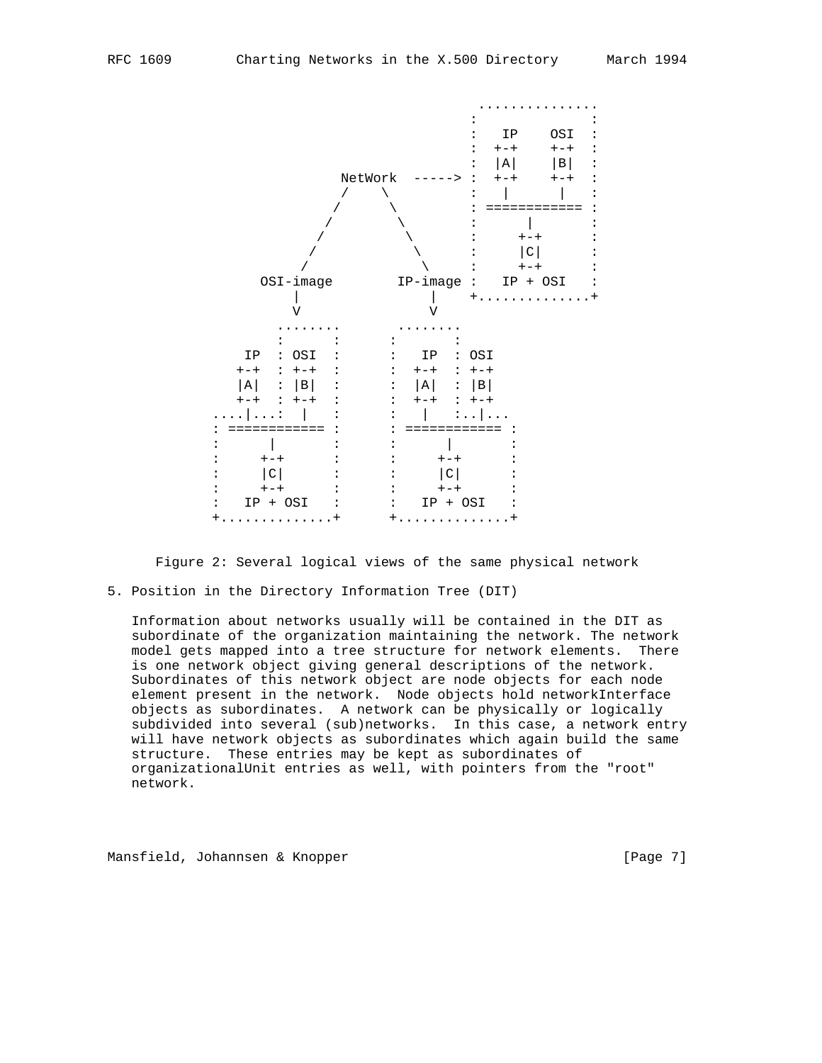```
                                               ..............
                                              :              :
                                              :   IP    OSI  :
                                              :  +-+    +-+  :
                                              :  |A|    |B|  :
                            NetWork  -----> :  +-+    +-+  :
                            /    \            :   |      |   :
                           /      \           : ============ :
                          /        \          :      |       :
                         /          \         :     +-+      :
                        /            \        :     |C|      :
                       /              \       :     +-+      :
                  OSI-image        IP-image :   IP + OSI   :
                      |                |      +.............+
                      V                V
                   ........         ........
                   :      :        :      :
                IP  : OSI  :       :   IP  : OSI
               +-+  : +-+  :       :  +-+  : +-+
               |A|  : |B|  :       :  |A|  : |B|
               +-+  : +-+  :       :  +-+  : +-+
             ....|...:  |  :       :   |   :..|...
             : ============ :      : ============ :
             :      |       :      :      |       :
             :     +-+      :      :     +-+      :
             :     |C|      :      :     |C|      :
             :     +-+      :      :     +-+      :
             :   IP + OSI   :      :   IP + OSI   :
             +.............+      +.............+
```

Figure 2: Several logical views of the same physical network

## 5. Position in the Directory Information Tree (DIT)

Information about networks usually will be contained in the DIT as subordinate of the organization maintaining the network. The network model gets mapped into a tree structure for network elements. There is one network object giving general descriptions of the network. Subordinates of this network object are node objects for each node element present in the network. Node objects hold networkInterface objects as subordinates. A network can be physically or logically subdivided into several (sub)networks. In this case, a network entry will have network objects as subordinates which again build the same structure. These entries may be kept as subordinates of organizationalUnit entries as well, with pointers from the "root" network.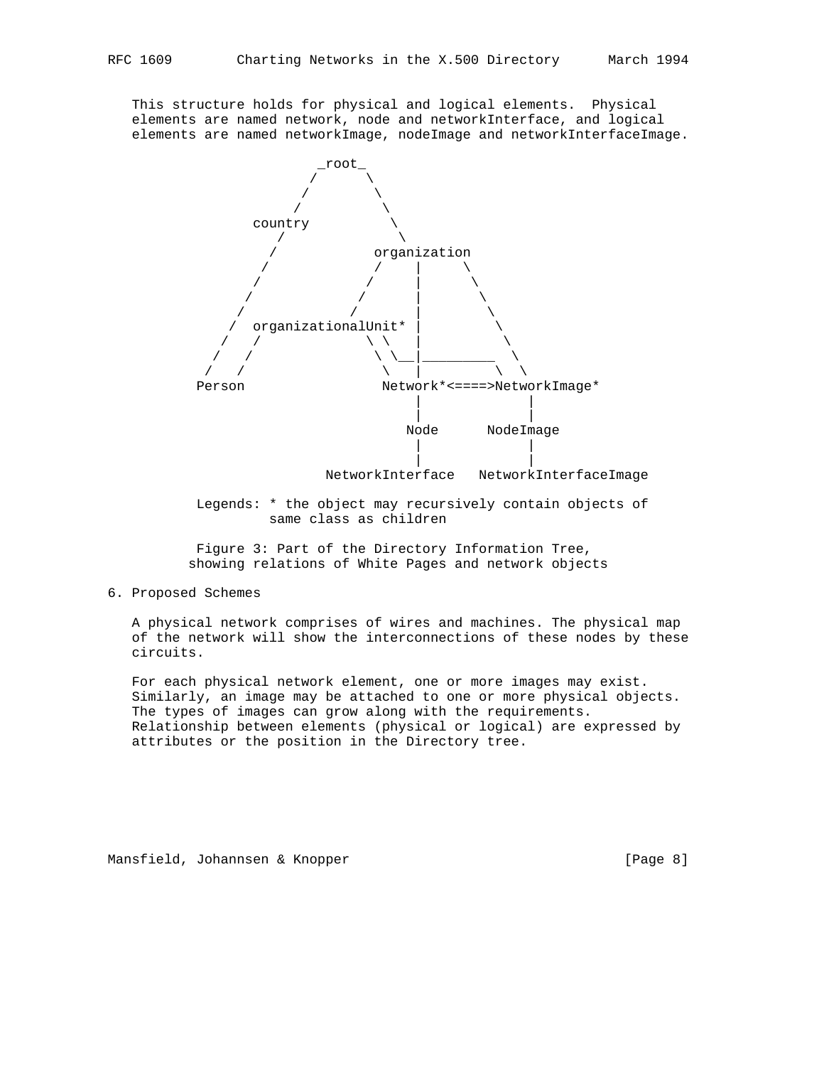This structure holds for physical and logical elements. Physical elements are named network, node and networkInterface, and logical elements are named networkImage, nodeImage and networkInterfaceImage.

```
                     _root_
                    /      \
                   /        \
                  /          \
             country          \
               /               \
              /            organization
             /             /    |     \
            /             /     |      \
           /             /      |       \
          /             /       |        \
         /  organizationalUnit* |         \
        /   /             \ \   |          \
       /   /               \ \__|__________ \
      /   /                 \   |          \ \
     Person                Network*<====>NetworkImage*
                                |             |
                                |             |
                               Node      NodeImage
                                |             |
                                |             |
                      NetworkInterface   NetworkInterfaceImage

     Legends: * the object may recursively contain objects of
                same class as children
```

Figure 3: Part of the Directory Information Tree, showing relations of White Pages and network objects

## 6. Proposed Schemes

A physical network comprises of wires and machines. The physical map of the network will show the interconnections of these nodes by these circuits.

For each physical network element, one or more images may exist. Similarly, an image may be attached to one or more physical objects. The types of images can grow along with the requirements. Relationship between elements (physical or logical) are expressed by attributes or the position in the Directory tree.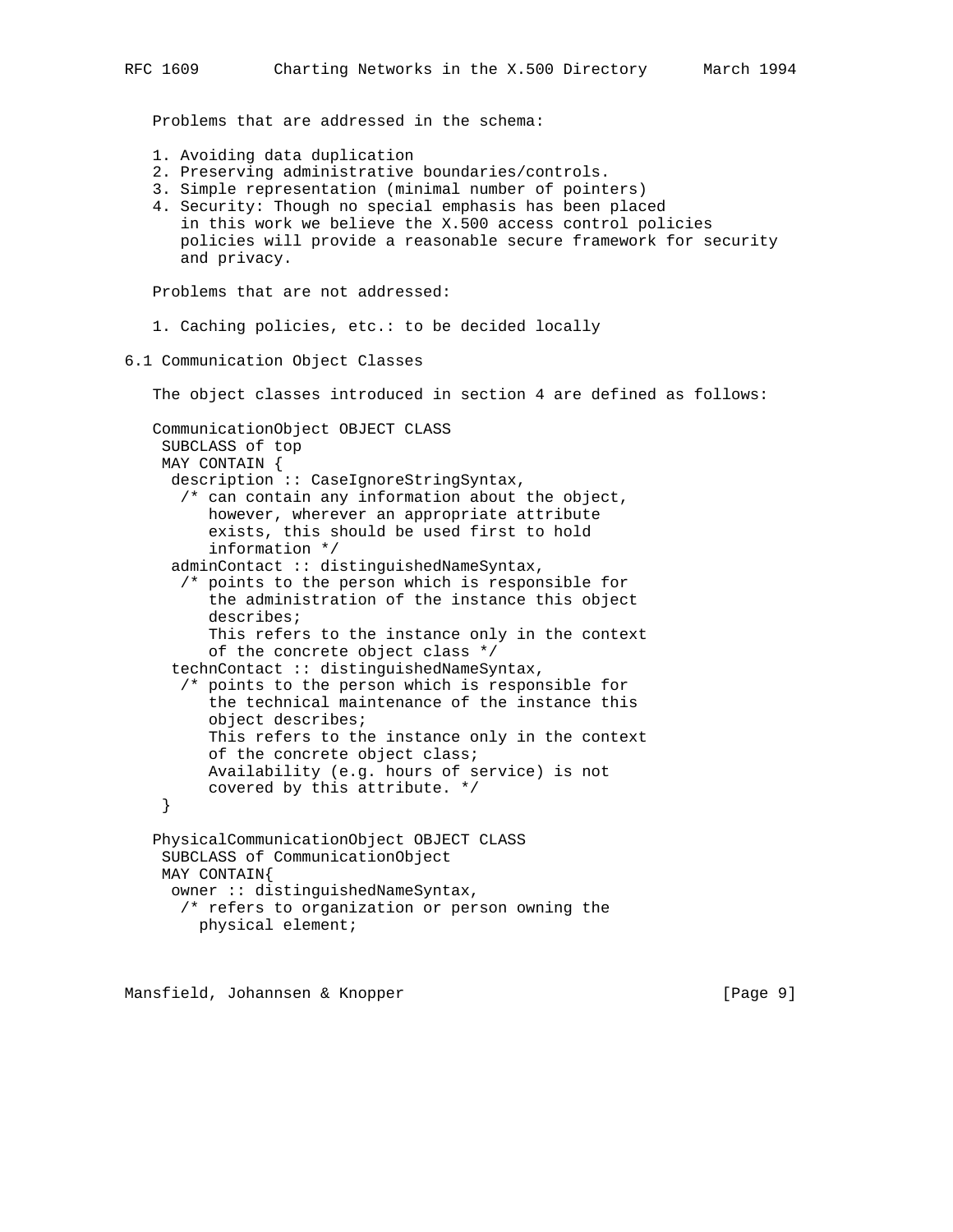Problems that are addressed in the schema:

1. Avoiding data duplication
2. Preserving administrative boundaries/controls.
3. Simple representation (minimal number of pointers)
4. Security: Though no special emphasis has been placed in this work we believe the X.500 access control policies policies will provide a reasonable secure framework for security and privacy.

Problems that are not addressed:

1. Caching policies, etc.: to be decided locally

## 6.1 Communication Object Classes

The object classes introduced in section 4 are defined as follows:

```
CommunicationObject OBJECT CLASS
 SUBCLASS of top
 MAY CONTAIN {
  description :: CaseIgnoreStringSyntax,
   /* can contain any information about the object,
      however, wherever an appropriate attribute
      exists, this should be used first to hold
      information */
  adminContact :: distinguishedNameSyntax,
   /* points to the person which is responsible for
      the administration of the instance this object
      describes;
      This refers to the instance only in the context
      of the concrete object class */
  technContact :: distinguishedNameSyntax,
   /* points to the person which is responsible for
      the technical maintenance of the instance this
      object describes;
      This refers to the instance only in the context
      of the concrete object class;
      Availability (e.g. hours of service) is not
      covered by this attribute. */
 }

PhysicalCommunicationObject OBJECT CLASS
 SUBCLASS of CommunicationObject
 MAY CONTAIN{
  owner :: distinguishedNameSyntax,
   /* refers to organization or person owning the
     physical element;
```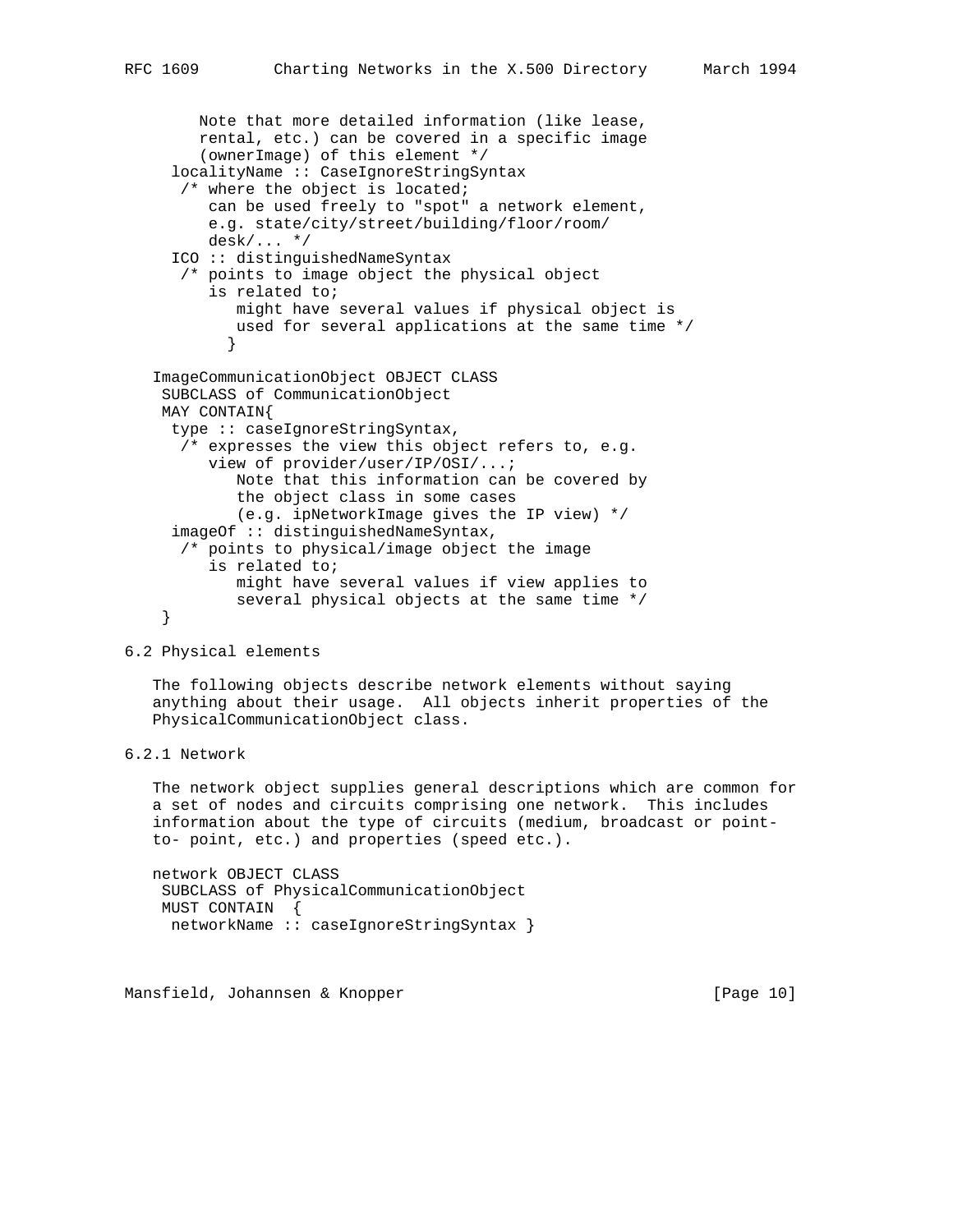```
        Note that more detailed information (like lease,
        rental, etc.) can be covered in a specific image
        (ownerImage) of this element */
     localityName :: CaseIgnoreStringSyntax
      /* where the object is located;
         can be used freely to "spot" a network element,
         e.g. state/city/street/building/floor/room/
         desk/... */
     ICO :: distinguishedNameSyntax
      /* points to image object the physical object
         is related to;
            might have several values if physical object is
            used for several applications at the same time */
           }

   ImageCommunicationObject OBJECT CLASS
    SUBCLASS of CommunicationObject
    MAY CONTAIN{
     type :: caseIgnoreStringSyntax,
      /* expresses the view this object refers to, e.g.
         view of provider/user/IP/OSI/...;
            Note that this information can be covered by
            the object class in some cases
            (e.g. ipNetworkImage gives the IP view) */
     imageOf :: distinguishedNameSyntax,
      /* points to physical/image object the image
         is related to;
            might have several values if view applies to
            several physical objects at the same time */
    }
```

## 6.2 Physical elements

The following objects describe network elements without saying anything about their usage. All objects inherit properties of the PhysicalCommunicationObject class.

### 6.2.1 Network

The network object supplies general descriptions which are common for a set of nodes and circuits comprising one network. This includes information about the type of circuits (medium, broadcast or point-to- point, etc.) and properties (speed etc.).

```
   network OBJECT CLASS
    SUBCLASS of PhysicalCommunicationObject
    MUST CONTAIN  {
     networkName :: caseIgnoreStringSyntax }
```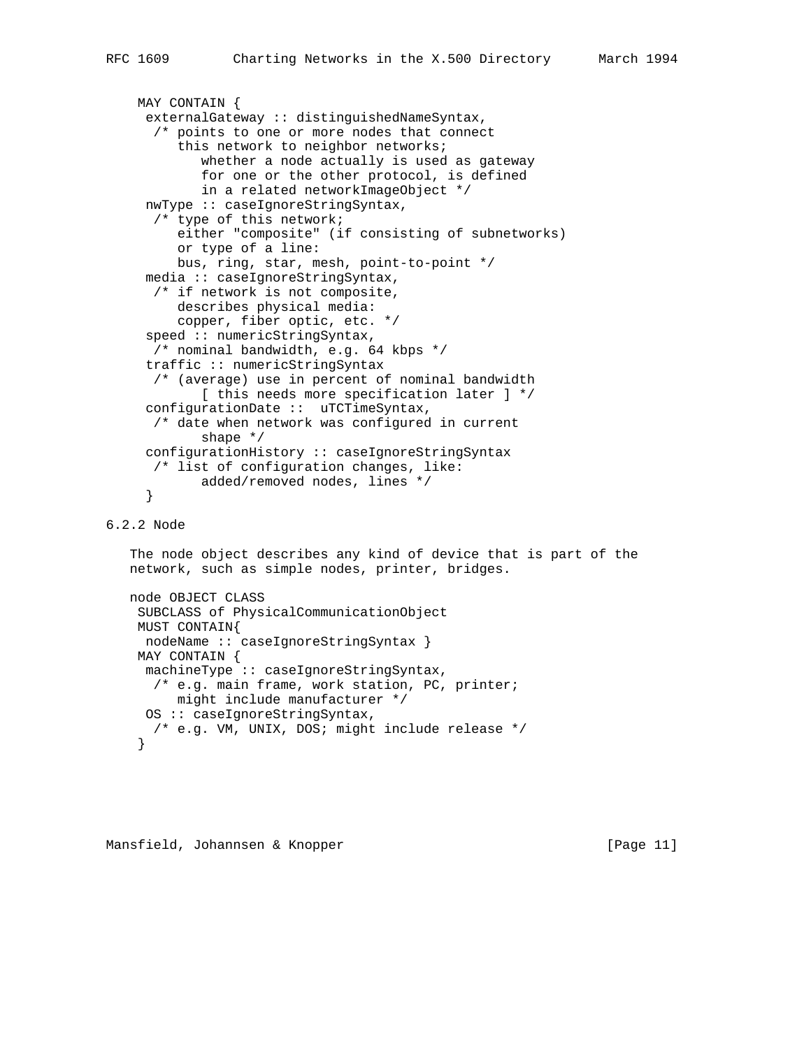```
     MAY CONTAIN {
      externalGateway :: distinguishedNameSyntax,
       /* points to one or more nodes that connect
          this network to neighbor networks;
             whether a node actually is used as gateway
             for one or the other protocol, is defined
             in a related networkImageObject */
      nwType :: caseIgnoreStringSyntax,
       /* type of this network;
          either "composite" (if consisting of subnetworks)
          or type of a line:
          bus, ring, star, mesh, point-to-point */
      media :: caseIgnoreStringSyntax,
       /* if network is not composite,
          describes physical media:
          copper, fiber optic, etc. */
      speed :: numericStringSyntax,
       /* nominal bandwidth, e.g. 64 kbps */
      traffic :: numericStringSyntax
       /* (average) use in percent of nominal bandwidth
             [ this needs more specification later ] */
      configurationDate ::  uTCTimeSyntax,
       /* date when network was configured in current
             shape */
      configurationHistory :: caseIgnoreStringSyntax
       /* list of configuration changes, like:
             added/removed nodes, lines */
      }
```

### 6.2.2 Node

The node object describes any kind of device that is part of the network, such as simple nodes, printer, bridges.

```
   node OBJECT CLASS
    SUBCLASS of PhysicalCommunicationObject
    MUST CONTAIN{
     nodeName :: caseIgnoreStringSyntax }
    MAY CONTAIN {
     machineType :: caseIgnoreStringSyntax,
      /* e.g. main frame, work station, PC, printer;
         might include manufacturer */
     OS :: caseIgnoreStringSyntax,
      /* e.g. VM, UNIX, DOS; might include release */
    }
```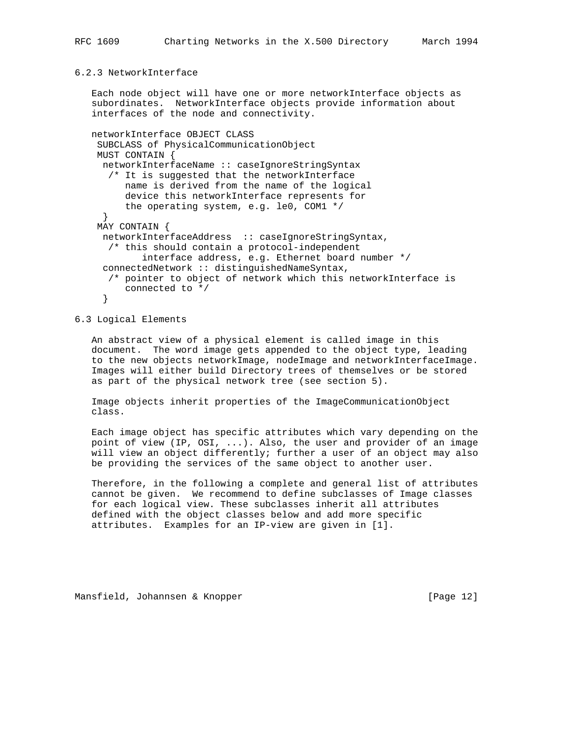### 6.2.3 NetworkInterface

Each node object will have one or more networkInterface objects as subordinates. NetworkInterface objects provide information about interfaces of the node and connectivity.

```
networkInterface OBJECT CLASS
 SUBCLASS of PhysicalCommunicationObject
 MUST CONTAIN {
  networkInterfaceName :: caseIgnoreStringSyntax
   /* It is suggested that the networkInterface
      name is derived from the name of the logical
      device this networkInterface represents for
      the operating system, e.g. le0, COM1 */
  }
 MAY CONTAIN {
  networkInterfaceAddress  :: caseIgnoreStringSyntax,
   /* this should contain a protocol-independent
         interface address, e.g. Ethernet board number */
  connectedNetwork :: distinguishedNameSyntax,
   /* pointer to object of network which this networkInterface is
      connected to */
  }
```

## 6.3 Logical Elements

An abstract view of a physical element is called image in this document. The word image gets appended to the object type, leading to the new objects networkImage, nodeImage and networkInterfaceImage. Images will either build Directory trees of themselves or be stored as part of the physical network tree (see section 5).

Image objects inherit properties of the ImageCommunicationObject class.

Each image object has specific attributes which vary depending on the point of view (IP, OSI, ...). Also, the user and provider of an image will view an object differently; further a user of an object may also be providing the services of the same object to another user.

Therefore, in the following a complete and general list of attributes cannot be given. We recommend to define subclasses of Image classes for each logical view. These subclasses inherit all attributes defined with the object classes below and add more specific attributes. Examples for an IP-view are given in [1].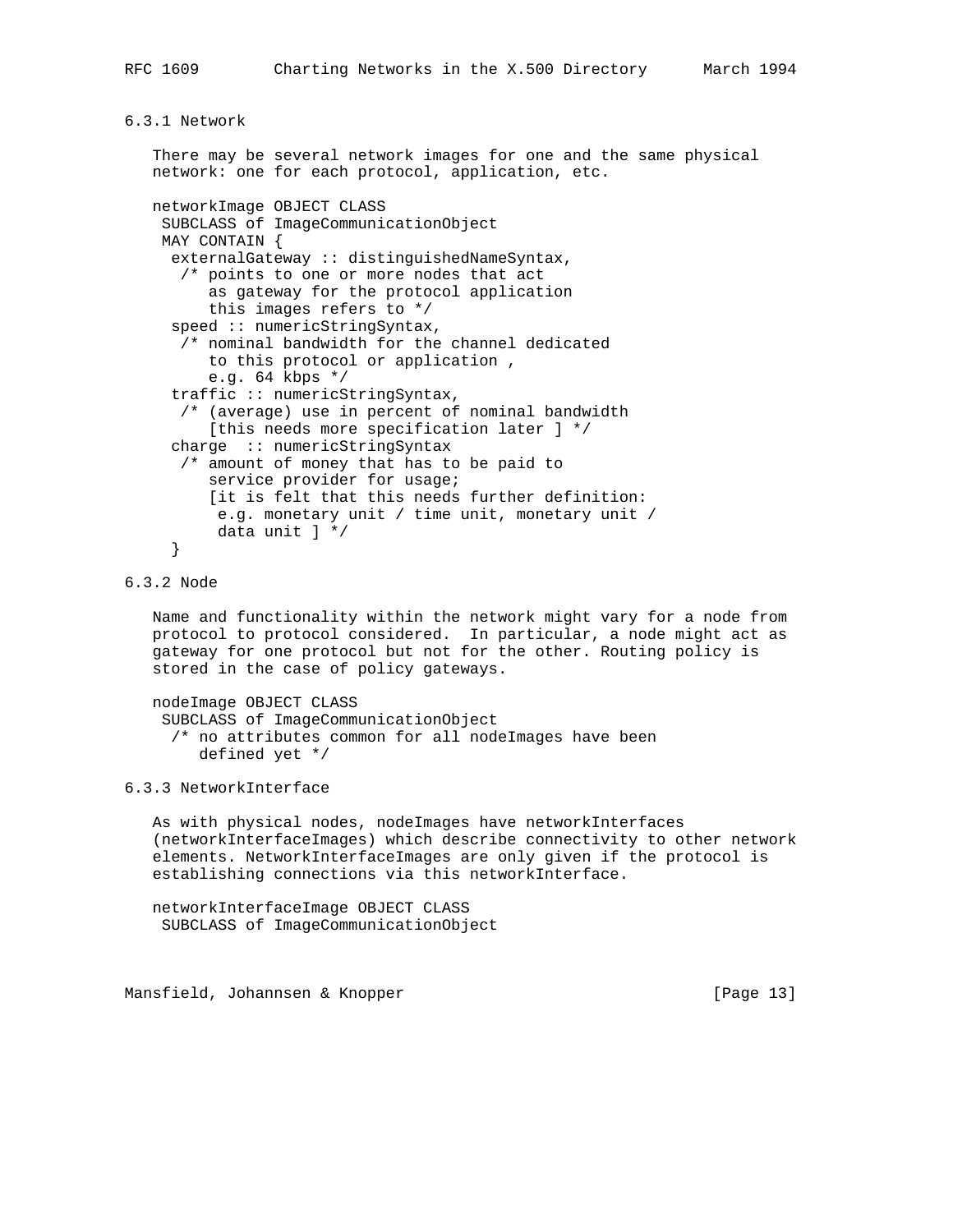### 6.3.1 Network

There may be several network images for one and the same physical network: one for each protocol, application, etc.

```
networkImage OBJECT CLASS
 SUBCLASS of ImageCommunicationObject
 MAY CONTAIN {
  externalGateway :: distinguishedNameSyntax,
   /* points to one or more nodes that act
      as gateway for the protocol application
      this images refers to */
  speed :: numericStringSyntax,
   /* nominal bandwidth for the channel dedicated
      to this protocol or application ,
      e.g. 64 kbps */
  traffic :: numericStringSyntax,
   /* (average) use in percent of nominal bandwidth
      [this needs more specification later ] */
  charge  :: numericStringSyntax
   /* amount of money that has to be paid to
      service provider for usage;
      [it is felt that this needs further definition:
       e.g. monetary unit / time unit, monetary unit /
       data unit ] */
  }
```

### 6.3.2 Node

Name and functionality within the network might vary for a node from protocol to protocol considered. In particular, a node might act as gateway for one protocol but not for the other. Routing policy is stored in the case of policy gateways.

```
nodeImage OBJECT CLASS
 SUBCLASS of ImageCommunicationObject
  /* no attributes common for all nodeImages have been
     defined yet */
```

### 6.3.3 NetworkInterface

As with physical nodes, nodeImages have networkInterfaces (networkInterfaceImages) which describe connectivity to other network elements. NetworkInterfaceImages are only given if the protocol is establishing connections via this networkInterface.

```
networkInterfaceImage OBJECT CLASS
 SUBCLASS of ImageCommunicationObject
```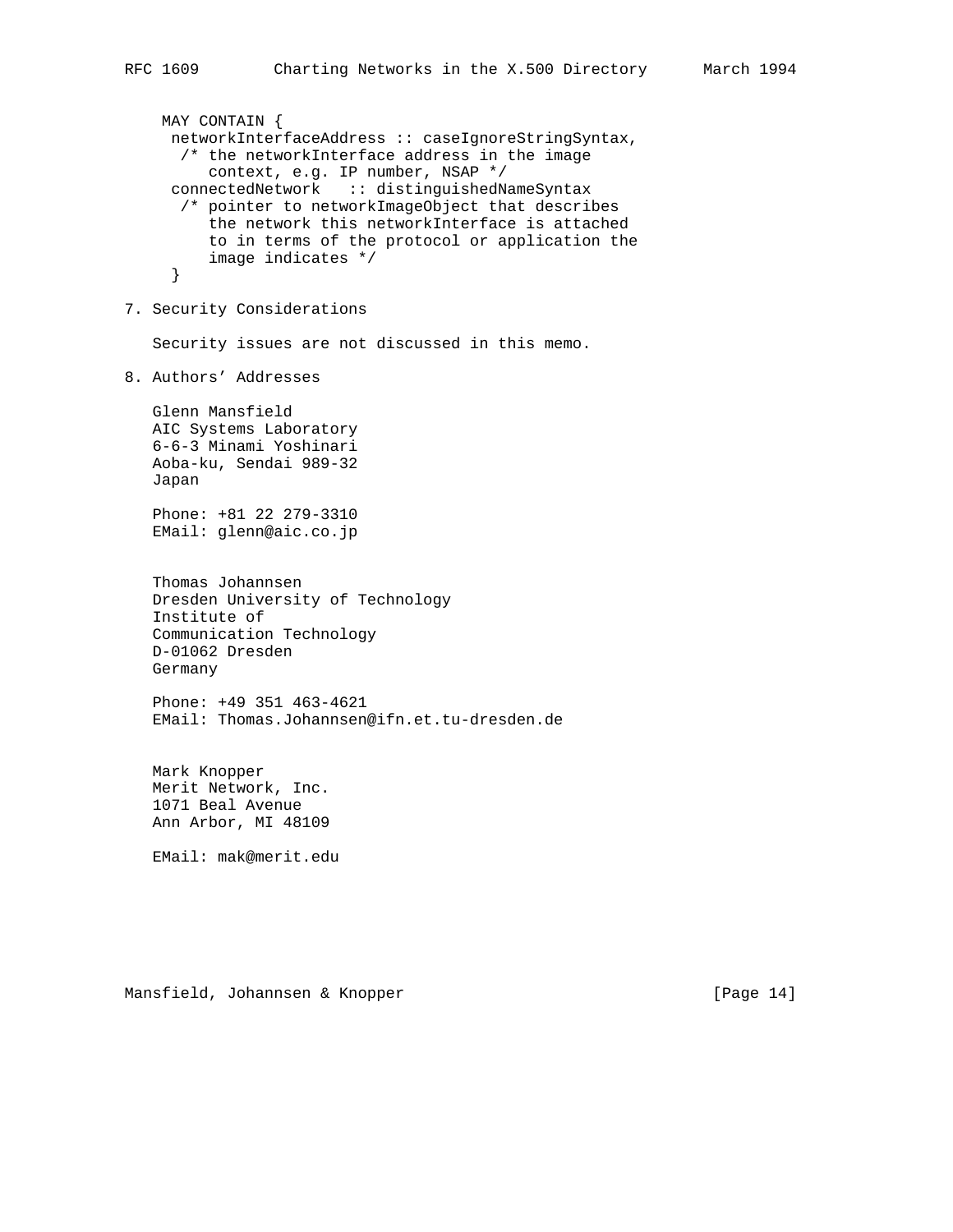```
   MAY CONTAIN {
    networkInterfaceAddress :: caseIgnoreStringSyntax,
     /* the networkInterface address in the image
        context, e.g. IP number, NSAP */
    connectedNetwork   :: distinguishedNameSyntax
     /* pointer to networkImageObject that describes
        the network this networkInterface is attached
        to in terms of the protocol or application the
        image indicates */
    }
```

## 7. Security Considerations

Security issues are not discussed in this memo.

## 8. Authors' Addresses

Glenn Mansfield
AIC Systems Laboratory
6-6-3 Minami Yoshinari
Aoba-ku, Sendai 989-32
Japan

Phone: +81 22 279-3310
EMail: glenn@aic.co.jp

Thomas Johannsen
Dresden University of Technology
Institute of
Communication Technology
D-01062 Dresden
Germany

Phone: +49 351 463-4621
EMail: Thomas.Johannsen@ifn.et.tu-dresden.de

Mark Knopper
Merit Network, Inc.
1071 Beal Avenue
Ann Arbor, MI 48109

EMail: mak@merit.edu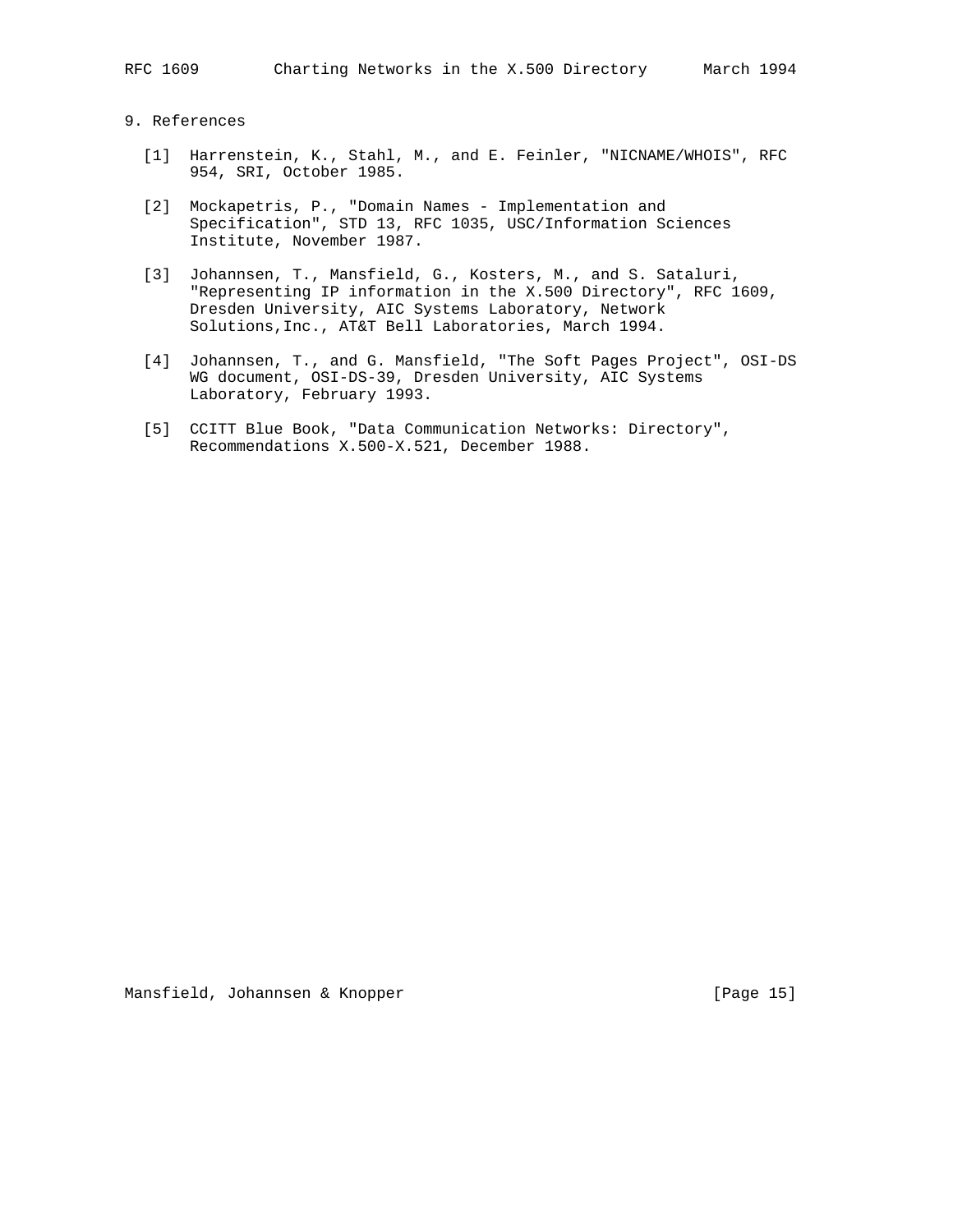## 9. References

[1] Harrenstein, K., Stahl, M., and E. Feinler, "NICNAME/WHOIS", RFC 954, SRI, October 1985.

[2] Mockapetris, P., "Domain Names - Implementation and Specification", STD 13, RFC 1035, USC/Information Sciences Institute, November 1987.

[3] Johannsen, T., Mansfield, G., Kosters, M., and S. Sataluri, "Representing IP information in the X.500 Directory", RFC 1609, Dresden University, AIC Systems Laboratory, Network Solutions,Inc., AT&T Bell Laboratories, March 1994.

[4] Johannsen, T., and G. Mansfield, "The Soft Pages Project", OSI-DS WG document, OSI-DS-39, Dresden University, AIC Systems Laboratory, February 1993.

[5] CCITT Blue Book, "Data Communication Networks: Directory", Recommendations X.500-X.521, December 1988.